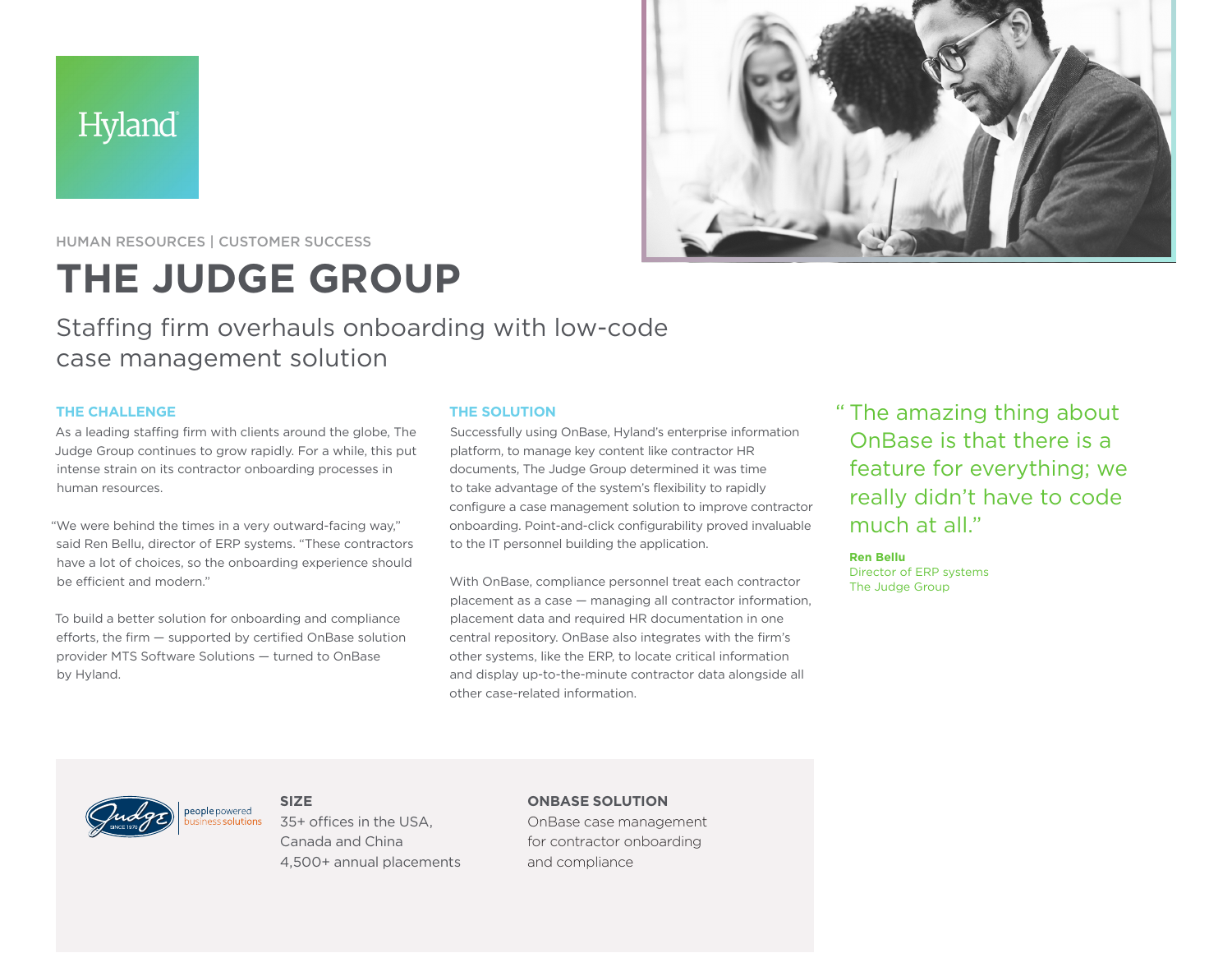Hyland

HUMAN RESOURCES | CUSTOMER SUCCESS

# THE JUDGE GROUP

## Staffing firm overhauls onboarding with low-code case management solution

### THE CHALLENGE

As a leading staffing firm with clients around the globe, The Judge Group continues to grow rapidly. For a while, this put intense strain on its contractor onboarding processes in human resources.

"We were behind the times in a very outward-facing way," said Ren Bellu, director of ERP systems. "These contractors have a lot of choices, so the onboarding experience should be efficient and modern."

To build a better solution for onboarding and compliance efforts, the firm — supported by certified OnBase solution provider MTS Software Solutions — turned to OnBase by Hyland.

### THE SOLUTION

Successfully using OnBase, Hyland's enterprise information platform, to manage key content like contractor HR documents, The Judge Group determined it was time to take advantage of the system's flexibility to rapidly configure a case management solution to improve contractor onboarding. Point-and-click configurability proved invaluable to the IT personnel building the application.

With OnBase, compliance personnel treat each contractor placement as a case — managing all contractor information, placement data and required HR documentation in one central repository. OnBase also integrates with the firm's other systems, like the ERP, to locate critical information and display up-to-the-minute contractor data alongside all other case-related information.

> "The amazing thing about OnBase is that there is a feature for everything; we really didn't have to code much at all."
>
> **Ren Bellu**
> Director of ERP systems
> The Judge Group

Judge — people powered business solutions

**SIZE**

35+ offices in the USA, Canada and China

4,500+ annual placements

**ONBASE SOLUTION**

OnBase case management for contractor onboarding and compliance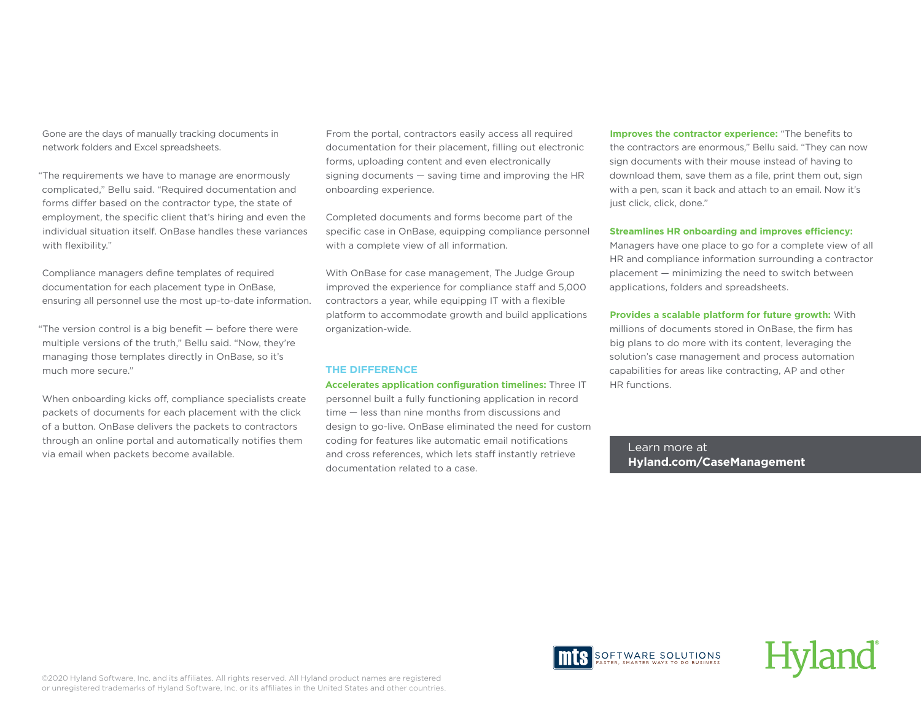Gone are the days of manually tracking documents in network folders and Excel spreadsheets.

"The requirements we have to manage are enormously complicated," Bellu said. "Required documentation and forms differ based on the contractor type, the state of employment, the specific client that's hiring and even the individual situation itself. OnBase handles these variances with flexibility."

Compliance managers define templates of required documentation for each placement type in OnBase, ensuring all personnel use the most up-to-date information.

"The version control is a big benefit — before there were multiple versions of the truth," Bellu said. "Now, they're managing those templates directly in OnBase, so it's much more secure."

When onboarding kicks off, compliance specialists create packets of documents for each placement with the click of a button. OnBase delivers the packets to contractors through an online portal and automatically notifies them via email when packets become available.

From the portal, contractors easily access all required documentation for their placement, filling out electronic forms, uploading content and even electronically signing documents — saving time and improving the HR onboarding experience.

Completed documents and forms become part of the specific case in OnBase, equipping compliance personnel with a complete view of all information.

With OnBase for case management, The Judge Group improved the experience for compliance staff and 5,000 contractors a year, while equipping IT with a flexible platform to accommodate growth and build applications organization-wide.

## THE DIFFERENCE

**Accelerates application configuration timelines:** Three IT personnel built a fully functioning application in record time — less than nine months from discussions and design to go-live. OnBase eliminated the need for custom coding for features like automatic email notifications and cross references, which lets staff instantly retrieve documentation related to a case.

**Improves the contractor experience:** "The benefits to the contractors are enormous," Bellu said. "They can now sign documents with their mouse instead of having to download them, save them as a file, print them out, sign with a pen, scan it back and attach to an email. Now it's just click, click, done."

**Streamlines HR onboarding and improves efficiency:** Managers have one place to go for a complete view of all HR and compliance information surrounding a contractor placement — minimizing the need to switch between applications, folders and spreadsheets.

**Provides a scalable platform for future growth:** With millions of documents stored in OnBase, the firm has big plans to do more with its content, leveraging the solution's case management and process automation capabilities for areas like contracting, AP and other HR functions.

Learn more at
**Hyland.com/CaseManagement**

mts SOFTWARE SOLUTIONS
FASTER, SMARTER WAYS TO DO BUSINESS

Hyland®

©2020 Hyland Software, Inc. and its affiliates. All rights reserved. All Hyland product names are registered or unregistered trademarks of Hyland Software, Inc. or its affiliates in the United States and other countries.